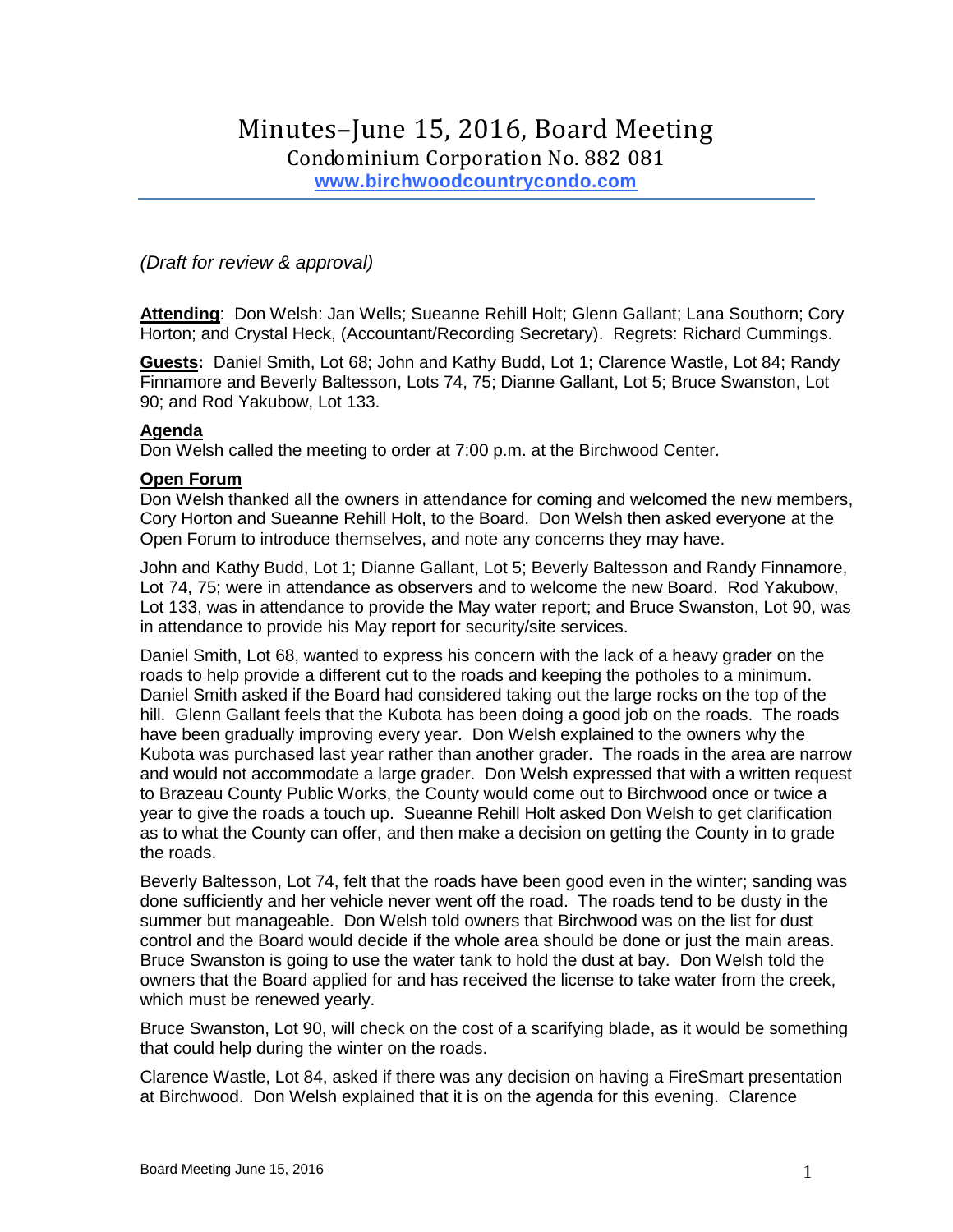# Minutes–June 15, 2016, Board Meeting

## Condominium Corporation No. 882 081

**www.birchwoodcountrycondo.com**

*(Draft for review & approval)*

**Attending**: Don Welsh: Jan Wells; Sueanne Rehill Holt; Glenn Gallant; Lana Southorn; Cory Horton; and Crystal Heck, (Accountant/Recording Secretary). Regrets: Richard Cummings.

**Guests:** Daniel Smith, Lot 68; John and Kathy Budd, Lot 1; Clarence Wastle, Lot 84; Randy Finnamore and Beverly Baltesson, Lots 74, 75; Dianne Gallant, Lot 5; Bruce Swanston, Lot 90; and Rod Yakubow, Lot 133.

**Agenda**

Don Welsh called the meeting to order at 7:00 p.m. at the Birchwood Center.

**Open Forum**

Don Welsh thanked all the owners in attendance for coming and welcomed the new members, Cory Horton and Sueanne Rehill Holt, to the Board. Don Welsh then asked everyone at the Open Forum to introduce themselves, and note any concerns they may have.

John and Kathy Budd, Lot 1; Dianne Gallant, Lot 5; Beverly Baltesson and Randy Finnamore, Lot 74, 75; were in attendance as observers and to welcome the new Board. Rod Yakubow, Lot 133, was in attendance to provide the May water report; and Bruce Swanston, Lot 90, was in attendance to provide his May report for security/site services.

Daniel Smith, Lot 68, wanted to express his concern with the lack of a heavy grader on the roads to help provide a different cut to the roads and keeping the potholes to a minimum. Daniel Smith asked if the Board had considered taking out the large rocks on the top of the hill. Glenn Gallant feels that the Kubota has been doing a good job on the roads. The roads have been gradually improving every year. Don Welsh explained to the owners why the Kubota was purchased last year rather than another grader. The roads in the area are narrow and would not accommodate a large grader. Don Welsh expressed that with a written request to Brazeau County Public Works, the County would come out to Birchwood once or twice a year to give the roads a touch up. Sueanne Rehill Holt asked Don Welsh to get clarification as to what the County can offer, and then make a decision on getting the County in to grade the roads.

Beverly Baltesson, Lot 74, felt that the roads have been good even in the winter; sanding was done sufficiently and her vehicle never went off the road. The roads tend to be dusty in the summer but manageable. Don Welsh told owners that Birchwood was on the list for dust control and the Board would decide if the whole area should be done or just the main areas. Bruce Swanston is going to use the water tank to hold the dust at bay. Don Welsh told the owners that the Board applied for and has received the license to take water from the creek, which must be renewed yearly.

Bruce Swanston, Lot 90, will check on the cost of a scarifying blade, as it would be something that could help during the winter on the roads.

Clarence Wastle, Lot 84, asked if there was any decision on having a FireSmart presentation at Birchwood. Don Welsh explained that it is on the agenda for this evening. Clarence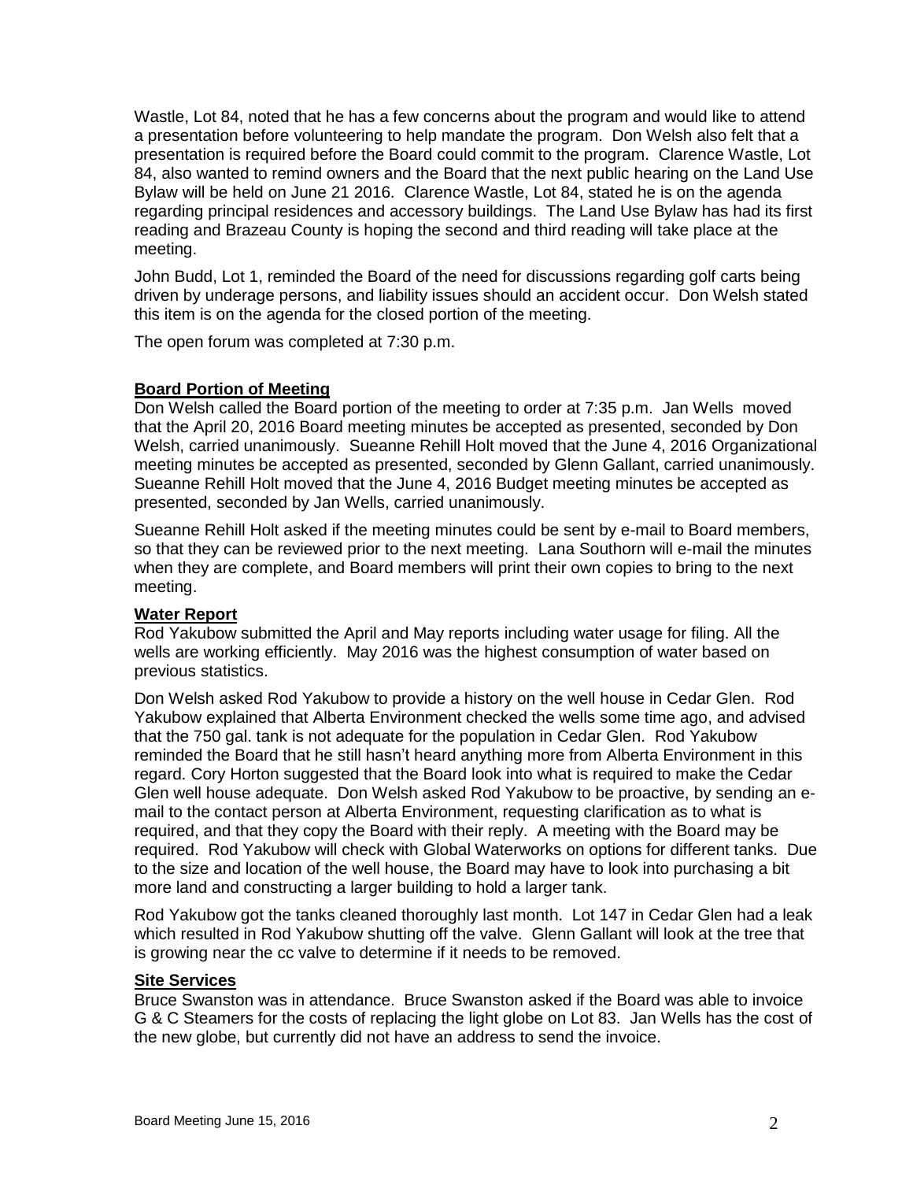Wastle, Lot 84, noted that he has a few concerns about the program and would like to attend a presentation before volunteering to help mandate the program. Don Welsh also felt that a presentation is required before the Board could commit to the program. Clarence Wastle, Lot 84, also wanted to remind owners and the Board that the next public hearing on the Land Use Bylaw will be held on June 21 2016. Clarence Wastle, Lot 84, stated he is on the agenda regarding principal residences and accessory buildings. The Land Use Bylaw has had its first reading and Brazeau County is hoping the second and third reading will take place at the meeting.

John Budd, Lot 1, reminded the Board of the need for discussions regarding golf carts being driven by underage persons, and liability issues should an accident occur. Don Welsh stated this item is on the agenda for the closed portion of the meeting.

The open forum was completed at 7:30 p.m.

**Board Portion of Meeting**

Don Welsh called the Board portion of the meeting to order at 7:35 p.m. Jan Wells moved that the April 20, 2016 Board meeting minutes be accepted as presented, seconded by Don Welsh, carried unanimously. Sueanne Rehill Holt moved that the June 4, 2016 Organizational meeting minutes be accepted as presented, seconded by Glenn Gallant, carried unanimously. Sueanne Rehill Holt moved that the June 4, 2016 Budget meeting minutes be accepted as presented, seconded by Jan Wells, carried unanimously.

Sueanne Rehill Holt asked if the meeting minutes could be sent by e-mail to Board members, so that they can be reviewed prior to the next meeting. Lana Southorn will e-mail the minutes when they are complete, and Board members will print their own copies to bring to the next meeting.

**Water Report**

Rod Yakubow submitted the April and May reports including water usage for filing. All the wells are working efficiently. May 2016 was the highest consumption of water based on previous statistics.

Don Welsh asked Rod Yakubow to provide a history on the well house in Cedar Glen. Rod Yakubow explained that Alberta Environment checked the wells some time ago, and advised that the 750 gal. tank is not adequate for the population in Cedar Glen. Rod Yakubow reminded the Board that he still hasn't heard anything more from Alberta Environment in this regard. Cory Horton suggested that the Board look into what is required to make the Cedar Glen well house adequate. Don Welsh asked Rod Yakubow to be proactive, by sending an e-mail to the contact person at Alberta Environment, requesting clarification as to what is required, and that they copy the Board with their reply. A meeting with the Board may be required. Rod Yakubow will check with Global Waterworks on options for different tanks. Due to the size and location of the well house, the Board may have to look into purchasing a bit more land and constructing a larger building to hold a larger tank.

Rod Yakubow got the tanks cleaned thoroughly last month. Lot 147 in Cedar Glen had a leak which resulted in Rod Yakubow shutting off the valve. Glenn Gallant will look at the tree that is growing near the cc valve to determine if it needs to be removed.

**Site Services**

Bruce Swanston was in attendance. Bruce Swanston asked if the Board was able to invoice G & C Steamers for the costs of replacing the light globe on Lot 83. Jan Wells has the cost of the new globe, but currently did not have an address to send the invoice.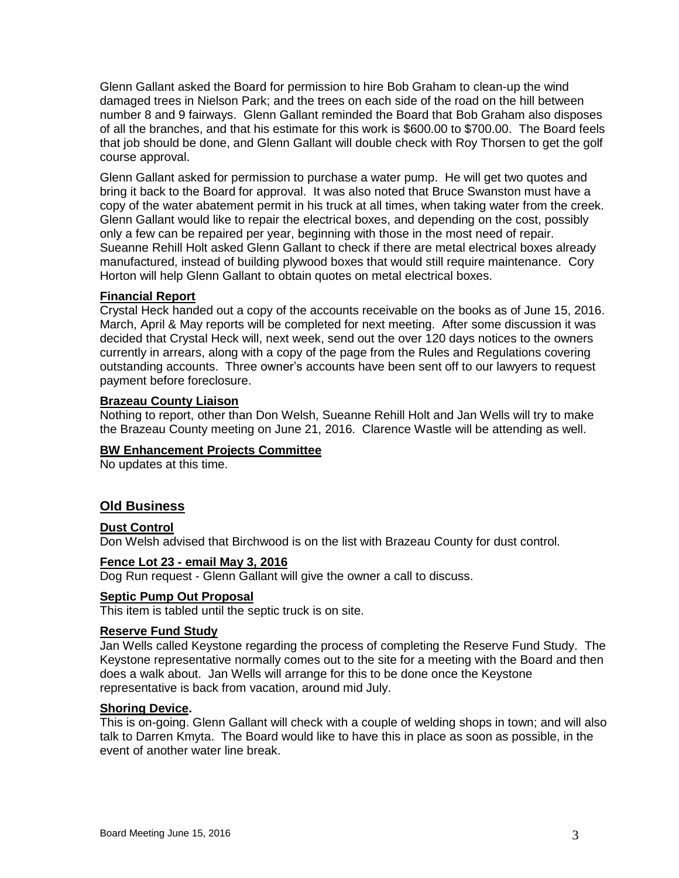Glenn Gallant asked the Board for permission to hire Bob Graham to clean-up the wind damaged trees in Nielson Park; and the trees on each side of the road on the hill between number 8 and 9 fairways. Glenn Gallant reminded the Board that Bob Graham also disposes of all the branches, and that his estimate for this work is $600.00 to $700.00. The Board feels that job should be done, and Glenn Gallant will double check with Roy Thorsen to get the golf course approval.

Glenn Gallant asked for permission to purchase a water pump. He will get two quotes and bring it back to the Board for approval. It was also noted that Bruce Swanston must have a copy of the water abatement permit in his truck at all times, when taking water from the creek. Glenn Gallant would like to repair the electrical boxes, and depending on the cost, possibly only a few can be repaired per year, beginning with those in the most need of repair. Sueanne Rehill Holt asked Glenn Gallant to check if there are metal electrical boxes already manufactured, instead of building plywood boxes that would still require maintenance. Cory Horton will help Glenn Gallant to obtain quotes on metal electrical boxes.

**Financial Report**

Crystal Heck handed out a copy of the accounts receivable on the books as of June 15, 2016. March, April & May reports will be completed for next meeting. After some discussion it was decided that Crystal Heck will, next week, send out the over 120 days notices to the owners currently in arrears, along with a copy of the page from the Rules and Regulations covering outstanding accounts. Three owner's accounts have been sent off to our lawyers to request payment before foreclosure.

**Brazeau County Liaison**

Nothing to report, other than Don Welsh, Sueanne Rehill Holt and Jan Wells will try to make the Brazeau County meeting on June 21, 2016. Clarence Wastle will be attending as well.

**BW Enhancement Projects Committee**

No updates at this time.

## Old Business

**Dust Control**

Don Welsh advised that Birchwood is on the list with Brazeau County for dust control.

**Fence Lot 23 - email May 3, 2016**

Dog Run request - Glenn Gallant will give the owner a call to discuss.

**Septic Pump Out Proposal**

This item is tabled until the septic truck is on site.

**Reserve Fund Study**

Jan Wells called Keystone regarding the process of completing the Reserve Fund Study. The Keystone representative normally comes out to the site for a meeting with the Board and then does a walk about. Jan Wells will arrange for this to be done once the Keystone representative is back from vacation, around mid July.

**Shoring Device.**

This is on-going. Glenn Gallant will check with a couple of welding shops in town; and will also talk to Darren Kmyta. The Board would like to have this in place as soon as possible, in the event of another water line break.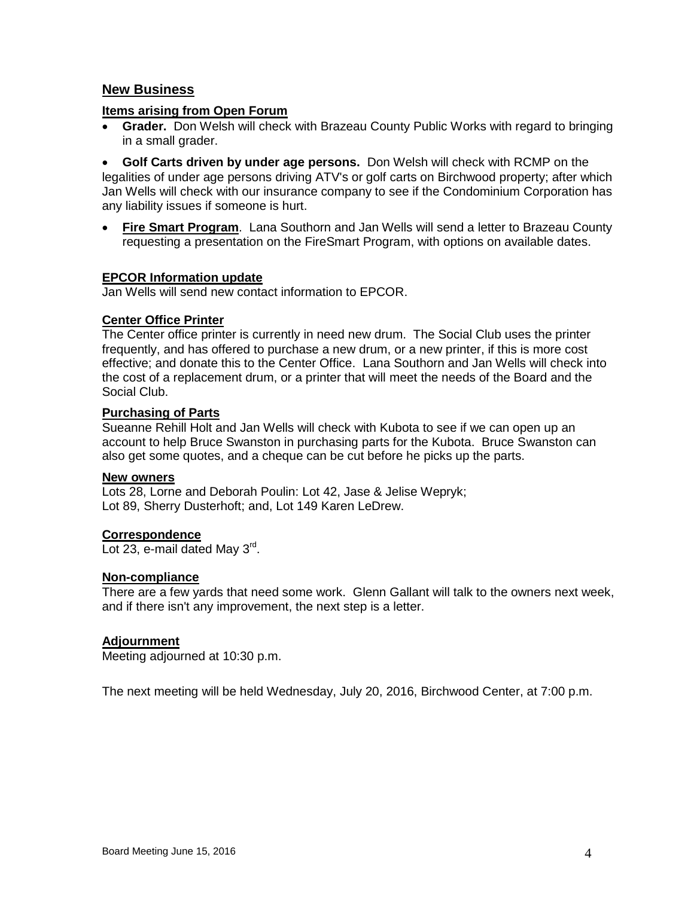## New Business

### Items arising from Open Forum

- **Grader.** Don Welsh will check with Brazeau County Public Works with regard to bringing in a small grader.
- **Golf Carts driven by under age persons.** Don Welsh will check with RCMP on the legalities of under age persons driving ATV's or golf carts on Birchwood property; after which Jan Wells will check with our insurance company to see if the Condominium Corporation has any liability issues if someone is hurt.
- **Fire Smart Program**. Lana Southorn and Jan Wells will send a letter to Brazeau County requesting a presentation on the FireSmart Program, with options on available dates.

### EPCOR Information update

Jan Wells will send new contact information to EPCOR.

### Center Office Printer

The Center office printer is currently in need new drum. The Social Club uses the printer frequently, and has offered to purchase a new drum, or a new printer, if this is more cost effective; and donate this to the Center Office. Lana Southorn and Jan Wells will check into the cost of a replacement drum, or a printer that will meet the needs of the Board and the Social Club.

### Purchasing of Parts

Sueanne Rehill Holt and Jan Wells will check with Kubota to see if we can open up an account to help Bruce Swanston in purchasing parts for the Kubota. Bruce Swanston can also get some quotes, and a cheque can be cut before he picks up the parts.

### New owners

Lots 28, Lorne and Deborah Poulin: Lot 42, Jase & Jelise Wepryk;
Lot 89, Sherry Dusterhoft; and, Lot 149 Karen LeDrew.

### Correspondence

Lot 23, e-mail dated May 3rd.

### Non-compliance

There are a few yards that need some work. Glenn Gallant will talk to the owners next week, and if there isn't any improvement, the next step is a letter.

### Adjournment

Meeting adjourned at 10:30 p.m.

The next meeting will be held Wednesday, July 20, 2016, Birchwood Center, at 7:00 p.m.